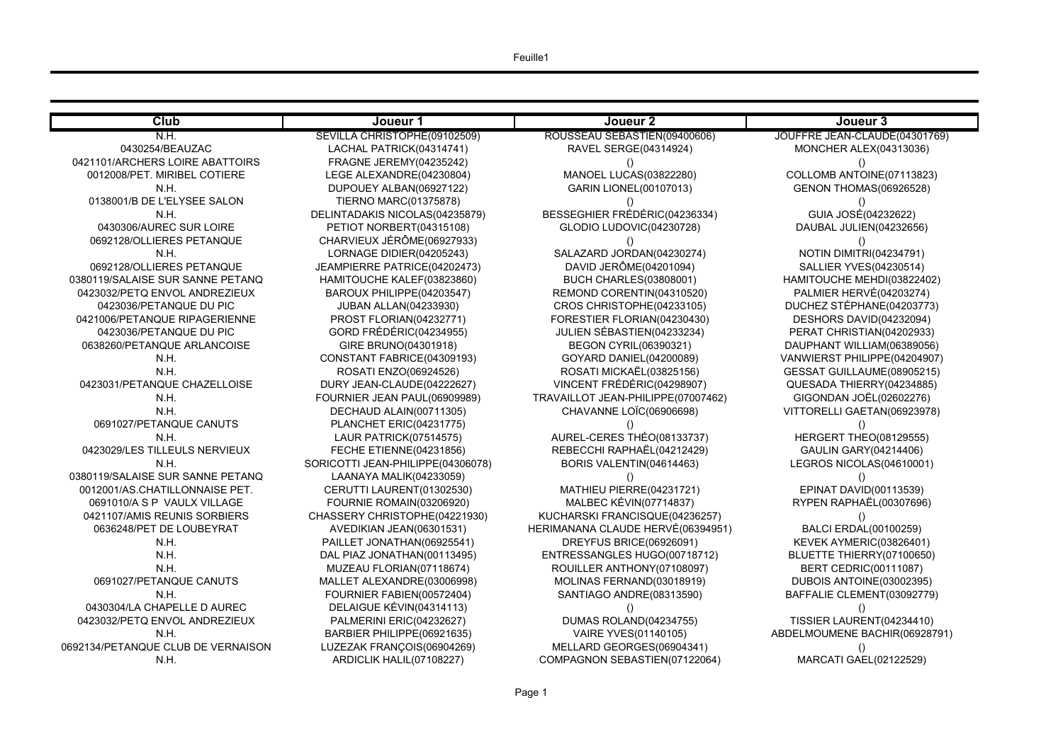| Club | Joueur 1 | Joueur 2 | Joueur 3 |
|---|---|---|---|
| N.H. | SEVILLA CHRISTOPHE(09102509) | ROUSSEAU SEBASTIEN(09400606) | JOUFFRE JEAN-CLAUDE(04301769) |
| 0430254/BEAUZAC | LACHAL PATRICK(04314741) | RAVEL SERGE(04314924) | MONCHER ALEX(04313036) |
| 0421101/ARCHERS LOIRE ABATTOIRS | FRAGNE JEREMY(04235242) | () | () |
| 0012008/PET. MIRIBEL COTIERE | LEGE ALEXANDRE(04230804) | MANOEL LUCAS(03822280) | COLLOMB ANTOINE(07113823) |
| N.H. | DUPOUEY ALBAN(06927122) | GARIN LIONEL(00107013) | GENON THOMAS(06926528) |
| 0138001/B DE L'ELYSEE SALON | TIERNO MARC(01375878) | () | () |
| N.H. | DELINTADAKIS NICOLAS(04235879) | BESSEGHIER FRÉDÉRIC(04236334) | GUIA JOSÉ(04232622) |
| 0430306/AUREC SUR LOIRE | PETIOT NORBERT(04315108) | GLODIO LUDOVIC(04230728) | DAUBAL JULIEN(04232656) |
| 0692128/OLLIERES PETANQUE | CHARVIEUX JÉRÔME(06927933) | () | () |
| N.H. | LORNAGE DIDIER(04205243) | SALAZARD JORDAN(04230274) | NOTIN DIMITRI(04234791) |
| 0692128/OLLIERES PETANQUE | JEAMPIERRE PATRICE(04202473) | DAVID JERÔME(04201094) | SALLIER YVES(04230514) |
| 0380119/SALAISE SUR SANNE PETANQ | HAMITOUCHE KALEF(03823860) | BUCH CHARLES(03808001) | HAMITOUCHE MEHDI(03822402) |
| 0423032/PETQ ENVOL ANDREZIEUX | BAROUX PHILIPPE(04203547) | REMOND CORENTIN(04310520) | PALMIER HERVÉ(04203274) |
| 0423036/PETANQUE DU PIC | JUBAN ALLAN(04233930) | CROS CHRISTOPHE(04233105) | DUCHEZ STÉPHANE(04203773) |
| 0421006/PETANQUE RIPAGERIENNE | PROST FLORIAN(04232771) | FORESTIER FLORIAN(04230430) | DESHORS DAVID(04232094) |
| 0423036/PETANQUE DU PIC | GORD FRÉDÉRIC(04234955) | JULIEN SÉBASTIEN(04233234) | PERAT CHRISTIAN(04202933) |
| 0638260/PETANQUE ARLANCOISE | GIRE BRUNO(04301918) | BEGON CYRIL(06390321) | DAUPHANT WILLIAM(06389056) |
| N.H. | CONSTANT FABRICE(04309193) | GOYARD DANIEL(04200089) | VANWIERST PHILIPPE(04204907) |
| N.H. | ROSATI ENZO(06924526) | ROSATI MICKAËL(03825156) | GESSAT GUILLAUME(08905215) |
| 0423031/PETANQUE CHAZELLOISE | DURY JEAN-CLAUDE(04222627) | VINCENT FRÉDÉRIC(04298907) | QUESADA THIERRY(04234885) |
| N.H. | FOURNIER JEAN PAUL(06909989) | TRAVAILLOT JEAN-PHILIPPE(07007462) | GIGONDAN JOËL(02602276) |
| N.H. | DECHAUD ALAIN(00711305) | CHAVANNE LOÏC(06906698) | VITTORELLI GAETAN(06923978) |
| 0691027/PETANQUE CANUTS | PLANCHET ERIC(04231775) | () | () |
| N.H. | LAUR PATRICK(07514575) | AUREL-CERES THÉO(08133737) | HERGERT THEO(08129555) |
| 0423029/LES TILLEULS NERVIEUX | FECHE ETIENNE(04231856) | REBECCHI RAPHAËL(04212429) | GAULIN GARY(04214406) |
| N.H. | SORICOTTI JEAN-PHILIPPE(04306078) | BORIS VALENTIN(04614463) | LEGROS NICOLAS(04610001) |
| 0380119/SALAISE SUR SANNE PETANQ | LAANAYA MALIK(04233059) | () | () |
| 0012001/AS.CHATILLONNAISE PET. | CERUTTI LAURENT(01302530) | MATHIEU PIERRE(04231721) | EPINAT DAVID(00113539) |
| 0691010/A S P VAULX VILLAGE | FOURNIE ROMAIN(03206920) | MALBEC KÉVIN(07714837) | RYPEN RAPHAËL(00307696) |
| 0421107/AMIS REUNIS SORBIERS | CHASSERY CHRISTOPHE(04221930) | KUCHARSKI FRANCISQUE(04236257) | () |
| 0636248/PET DE LOUBEYRAT | AVEDIKIAN JEAN(06301531) | HERIMANANA CLAUDE HERVÉ(06394951) | BALCI ERDAL(00100259) |
| N.H. | PAILLET JONATHAN(06925541) | DREYFUS BRICE(06926091) | KEVEK AYMERIC(03826401) |
| N.H. | DAL PIAZ JONATHAN(00113495) | ENTRESSANGLES HUGO(00718712) | BLUETTE THIERRY(07100650) |
| N.H. | MUZEAU FLORIAN(07118674) | ROUILLER ANTHONY(07108097) | BERT CEDRIC(00111087) |
| 0691027/PETANQUE CANUTS | MALLET ALEXANDRE(03006998) | MOLINAS FERNAND(03018919) | DUBOIS ANTOINE(03002395) |
| N.H. | FOURNIER FABIEN(00572404) | SANTIAGO ANDRE(08313590) | BAFFALIE CLEMENT(03092779) |
| 0430304/LA CHAPELLE D AUREC | DELAIGUE KÉVIN(04314113) | () | () |
| 0423032/PETQ ENVOL ANDREZIEUX | PALMERINI ERIC(04232627) | DUMAS ROLAND(04234755) | TISSIER LAURENT(04234410) |
| N.H. | BARBIER PHILIPPE(06921635) | VAIRE YVES(01140105) | ABDELMOUMENE BACHIR(06928791) |
| 0692134/PETANQUE CLUB DE VERNAISON | LUZEZAK FRANÇOIS(06904269) | MELLARD GEORGES(06904341) | () |
| N.H. | ARDICLIK HALIL(07108227) | COMPAGNON SEBASTIEN(07122064) | MARCATI GAEL(02122529) |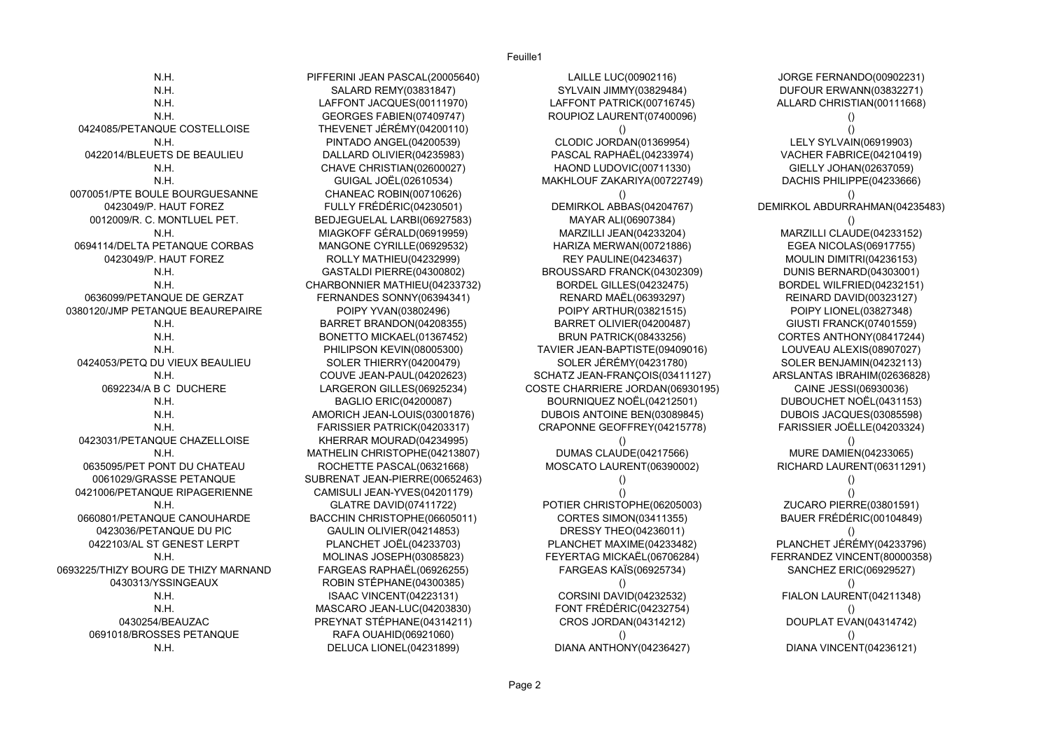| | | | |
|---|---|---|---|
| N.H. | PIFFERINI JEAN PASCAL(20005640) | LAILLE LUC(00902116) | JORGE FERNANDO(00902231) |
| N.H. | SALARD REMY(03831847) | SYLVAIN JIMMY(03829484) | DUFOUR ERWANN(03832271) |
| N.H. | LAFFONT JACQUES(00111970) | LAFFONT PATRICK(00716745) | ALLARD CHRISTIAN(00111668) |
| N.H. | GEORGES FABIEN(07409747) | ROUPIOZ LAURENT(07400096) | () |
| 0424085/PETANQUE COSTELLOISE | THEVENET JÉRÉMY(04200110) | () | () |
| N.H. | PINTADO ANGEL(04200539) | CLODIC JORDAN(01369954) | LELY SYLVAIN(06919903) |
| 0422014/BLEUETS DE BEAULIEU | DALLARD OLIVIER(04235983) | PASCAL RAPHAËL(04233974) | VACHER FABRICE(04210419) |
| N.H. | CHAVE CHRISTIAN(02600027) | HAOND LUDOVIC(00711330) | GIELLY JOHAN(02637059) |
| N.H. | GUIGAL JOËL(02610534) | MAKHLOUF ZAKARIYA(00722749) | DACHIS PHILIPPE(04233666) |
| 0070051/PTE BOULE BOURGUESANNE | CHANEAC ROBIN(00710626) | () | () |
| 0423049/P. HAUT FOREZ | FULLY FRÉDÉRIC(04230501) | DEMIRKOL ABBAS(04204767) | DEMIRKOL ABDURRAHMAN(04235483) |
| 0012009/R. C. MONTLUEL PET. | BEDJEGUELAL LARBI(06927583) | MAYAR ALI(06907384) | () |
| N.H. | MIAGKOFF GÉRALD(06919959) | MARZILLI JEAN(04233204) | MARZILLI CLAUDE(04233152) |
| 0694114/DELTA PETANQUE CORBAS | MANGONE CYRILLE(06929532) | HARIZA MERWAN(00721886) | EGEA NICOLAS(06917755) |
| 0423049/P. HAUT FOREZ | ROLLY MATHIEU(04232999) | REY PAULINE(04234637) | MOULIN DIMITRI(04236153) |
| N.H. | GASTALDI PIERRE(04300802) | BROUSSARD FRANCK(04302309) | DUNIS BERNARD(04303001) |
| N.H. | CHARBONNIER MATHIEU(04233732) | BORDEL GILLES(04232475) | BORDEL WILFRIED(04232151) |
| 0636099/PETANQUE DE GERZAT | FERNANDES SONNY(06394341) | RENARD MAËL(06393297) | REINARD DAVID(00323127) |
| 0380120/JMP PETANQUE BEAUREPAIRE | POIPY YVAN(03802496) | POIPY ARTHUR(03821515) | POIPY LIONEL(03827348) |
| N.H. | BARRET BRANDON(04208355) | BARRET OLIVIER(04200487) | GIUSTI FRANCK(07401559) |
| N.H. | BONETTO MICKAEL(01367452) | BRUN PATRICK(08433256) | CORTES ANTHONY(08417244) |
| N.H. | PHILIPSON KEVIN(08005300) | TAVIER JEAN-BAPTISTE(09409016) | LOUVEAU ALEXIS(08907027) |
| 0424053/PETQ DU VIEUX BEAULIEU | SOLER THIERRY(04200479) | SOLER JÉRÉMY(04231780) | SOLER BENJAMIN(04232113) |
| N.H. | COUVE JEAN-PAUL(04202623) | SCHATZ JEAN-FRANÇOIS(03411127) | ARSLANTAS IBRAHIM(02636828) |
| 0692234/A B C DUCHERE | LARGERON GILLES(06925234) | COSTE CHARRIERE JORDAN(06930195) | CAINE JESSI(06930036) |
| N.H. | BAGLIO ERIC(04200087) | BOURNIQUEZ NOËL(04212501) | DUBOUCHET NOËL(0431153) |
| N.H. | AMORICH JEAN-LOUIS(03001876) | DUBOIS ANTOINE BEN(03089845) | DUBOIS JACQUES(03085598) |
| N.H. | FARISSIER PATRICK(04203317) | CRAPONNE GEOFFREY(04215778) | FARISSIER JOËLLE(04203324) |
| 0423031/PETANQUE CHAZELLOISE | KHERRAR MOURAD(04234995) | () | () |
| N.H. | MATHELIN CHRISTOPHE(04213807) | DUMAS CLAUDE(04217566) | MURE DAMIEN(04233065) |
| 0635095/PET PONT DU CHATEAU | ROCHETTE PASCAL(06321668) | MOSCATO LAURENT(06390002) | RICHARD LAURENT(06311291) |
| 0061029/GRASSE PETANQUE | SUBRENAT JEAN-PIERRE(00652463) | () | () |
| 0421006/PETANQUE RIPAGERIENNE | CAMISULI JEAN-YVES(04201179) | () | () |
| N.H. | GLATRE DAVID(07411722) | POTIER CHRISTOPHE(06205003) | ZUCARO PIERRE(03801591) |
| 0660801/PETANQUE CANOUHARDE | BACCHIN CHRISTOPHE(06605011) | CORTES SIMON(03411355) | BAUER FRÉDÉRIC(00104849) |
| 0423036/PETANQUE DU PIC | GAULIN OLIVIER(04214853) | DRESSY THEO(04236011) | () |
| 0422103/AL ST GENEST LERPT | PLANCHET JOËL(04233703) | PLANCHET MAXIME(04233482) | PLANCHET JÉRÉMY(04233796) |
| N.H. | MOLINAS JOSEPH(03085823) | FEYERTAG MICKAËL(06706284) | FERRANDEZ VINCENT(80000358) |
| 0693225/THIZY BOURG DE THIZY MARNAND | FARGEAS RAPHAËL(06926255) | FARGEAS KAÏS(06925734) | SANCHEZ ERIC(06929527) |
| 0430313/YSSINGEAUX | ROBIN STÉPHANE(04300385) | () | () |
| N.H. | ISAAC VINCENT(04223131) | CORSINI DAVID(04232532) | FIALON LAURENT(04211348) |
| N.H. | MASCARO JEAN-LUC(04203830) | FONT FRÉDÉRIC(04232754) | () |
| 0430254/BEAUZAC | PREYNAT STÉPHANE(04314211) | CROS JORDAN(04314212) | DOUPLAT EVAN(04314742) |
| 0691018/BROSSES PETANQUE | RAFA OUAHID(06921060) | () | () |
| N.H. | DELUCA LIONEL(04231899) | DIANA ANTHONY(04236427) | DIANA VINCENT(04236121) |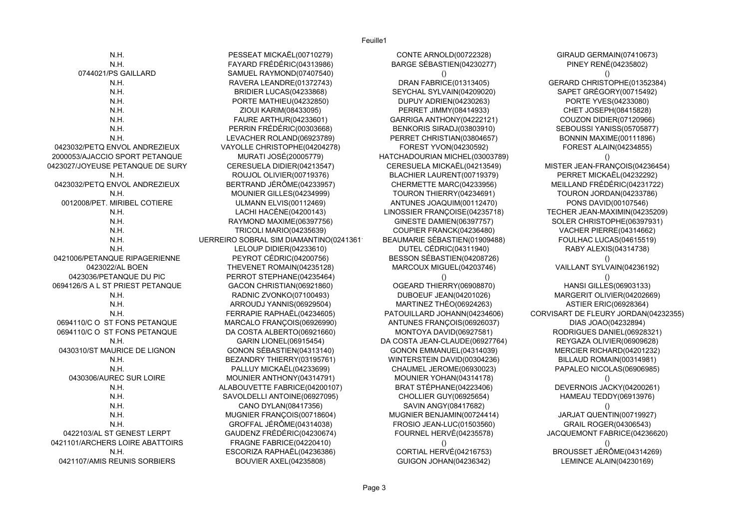| | | | |
|---|---|---|---|
| N.H. | PESSEAT MICKAËL(00710279) | CONTE ARNOLD(00722328) | GIRAUD GERMAIN(07410673) |
| N.H. | FAYARD FRÉDÉRIC(04313986) | BARGE SÉBASTIEN(04230277) | PINEY RENÉ(04235802) |
| 0744021/PS GAILLARD | SAMUEL RAYMOND(07407540) | () | () |
| N.H. | RAVERA LEANDRE(01372743) | DRAN FABRICE(01313405) | GERARD CHRISTOPHE(01352384) |
| N.H. | BRIDIER LUCAS(04233868) | SEYCHAL SYLVAIN(04209020) | SAPET GRÉGORY(00715492) |
| N.H. | PORTE MATHIEU(04232850) | DUPUY ADRIEN(04230263) | PORTE YVES(04233080) |
| N.H. | ZIOUI KARIM(08433095) | PERRET JIMMY(08414933) | CHET JOSEPH(08415828) |
| N.H. | FAURE ARTHUR(04233601) | GARRIGA ANTHONY(04222121) | COUZON DIDIER(07120966) |
| N.H. | PERRIN FRÉDÉRIC(00303668) | BENKORIS SIRADJ(03803910) | SEBOUSSI YANISS(05705877) |
| N.H. | LEVACHER ROLAND(06923789) | PERRET CHRISTIAN(03804657) | BONNIN MAXIME(00111896) |
| 0423032/PETQ ENVOL ANDREZIEUX | VAYOLLE CHRISTOPHE(04204278) | FOREST YVON(04230592) | FOREST ALAIN(04234855) |
| 2000053/AJACCIO SPORT PETANQUE | MURATI JOSÉ(20005779) | HATCHADOURIAN MICHEL(03003789) | () |
| 0423027/JOYEUSE PETANQUE DE SURY | CERESUELA DIDIER(04213547) | CERESUELA MICKAËL(04213549) | MISTER JEAN-FRANÇOIS(04236454) |
| N.H. | ROUJOL OLIVIER(00719376) | BLACHIER LAURENT(00719379) | PERRET MICKAËL(04232292) |
| 0423032/PETQ ENVOL ANDREZIEUX | BERTRAND JÉRÔME(04233957) | CHERMETTE MARC(04233956) | MEILLAND FRÉDÉRIC(04231722) |
| N.H. | MOUNIER GILLES(04234999) | TOURON THIERRY(04234691) | TOURON JORDAN(04233786) |
| 0012008/PET. MIRIBEL COTIERE | ULMANN ELVIS(00112469) | ANTUNES JOAQUIM(00112470) | PONS DAVID(00107546) |
| N.H. | LACHI HACÈNE(04200143) | LINOSSIER FRANÇOISE(04235718) | TECHER JEAN-MAXIMIN(04235209) |
| N.H. | RAYMOND MAXIME(06397756) | GINESTE DAMIEN(06397757) | SOLER CHRISTOPHE(06397931) |
| N.H. | TRICOLI MARIO(04235639) | COUPIER FRANCK(04236480) | VACHER PIERRE(04314662) |
| N.H. | UERREIRO SOBRAL SIM DIAMANTINO(0241361 | BEAUMARIE SÉBASTIEN(01909488) | FOULHAC LUCAS(04615519) |
| N.H. | LELOUP DIDIER(04233610) | DUTEL CÉDRIC(04311940) | RABY ALEXIS(04314738) |
| 0421006/PETANQUE RIPAGERIENNE | PEYROT CÉDRIC(04200756) | BESSON SÉBASTIEN(04208726) | () |
| 0423022/AL BOEN | THEVENET ROMAIN(04235128) | MARCOUX MIGUEL(04203746) | VAILLANT SYLVAIN(04236192) |
| 0423036/PETANQUE DU PIC | PERROT STEPHANE(04235464) | () | () |
| 0694126/S A L ST PRIEST PETANQUE | GACON CHRISTIAN(06921860) | OGEARD THIERRY(06908870) | HANSI GILLES(06903133) |
| N.H. | RADNIC ZVONKO(07100493) | DUBOEUF JEAN(04201026) | MARGERIT OLIVIER(04202669) |
| N.H. | ARROUDJ YANNIS(06929504) | MARTINEZ THÉO(06924263) | ASTIER ERIC(06928364) |
| N.H. | FERRAPIE RAPHAËL(04234605) | PATOUILLARD JOHANN(04234606) | CORVISART DE FLEURY JORDAN(04232355) |
| 0694110/C O ST FONS PETANQUE | MARCALO FRANÇOIS(06926990) | ANTUNES FRANÇOIS(06926037) | DIAS JOAO(04232894) |
| 0694110/C O ST FONS PETANQUE | DA COSTA ALBERTO(06921660) | MONTOYA DAVID(06927581) | RODRIGUES DANIEL(06928321) |
| N.H. | GARIN LIONEL(06915454) | DA COSTA JEAN-CLAUDE(06927764) | REYGAZA OLIVIER(06909628) |
| 0430310/ST MAURICE DE LIGNON | GONON SÉBASTIEN(04313140) | GONON EMMANUEL(04314039) | MERCIER RICHARD(04201232) |
| N.H. | BEZANDRY THIERRY(03195761) | WINTERSTEIN DAVID(00304236) | BILLAUD ROMAIN(00314981) |
| N.H. | PALLUY MICKAËL(04233699) | CHAUMEL JEROME(06930023) | PAPALEO NICOLAS(06906985) |
| 0430306/AUREC SUR LOIRE | MOUNIER ANTHONY(04314791) | MOUNIER YOHAN(04314178) | () |
| N.H. | ALABOUVETTE FABRICE(04200107) | BRAT STÉPHANE(04223406) | DEVERNOIS JACKY(04200261) |
| N.H. | SAVOLDELLI ANTOINE(06927095) | CHOLLIER GUY(06925654) | HAMEAU TEDDY(06913976) |
| N.H. | CANO DYLAN(08417356) | SAVIN ANGY(08417682) | () |
| N.H. | MUGNIER FRANÇOIS(00718604) | MUGNIER BENJAMIN(00724414) | JARJAT QUENTIN(00719927) |
| N.H. | GROFFAL JÉRÔME(04314038) | FROSIO JEAN-LUC(01503560) | GRAIL ROGER(04306543) |
| 0422103/AL ST GENEST LERPT | GAUDENZ FRÉDÉRIC(04230674) | FOURNEL HERVÉ(04235578) | JACQUEMONT FABRICE(04236620) |
| 0421101/ARCHERS LOIRE ABATTOIRS | FRAGNE FABRICE(04220410) | () | () |
| N.H. | ESCORIZA RAPHAËL(04236386) | CORTIAL HERVÉ(04216753) | BROUSSET JÉRÔME(04314269) |
| 0421107/AMIS REUNIS SORBIERS | BOUVIER AXEL(04235808) | GUIGON JOHAN(04236342) | LEMINCE ALAIN(04230169) |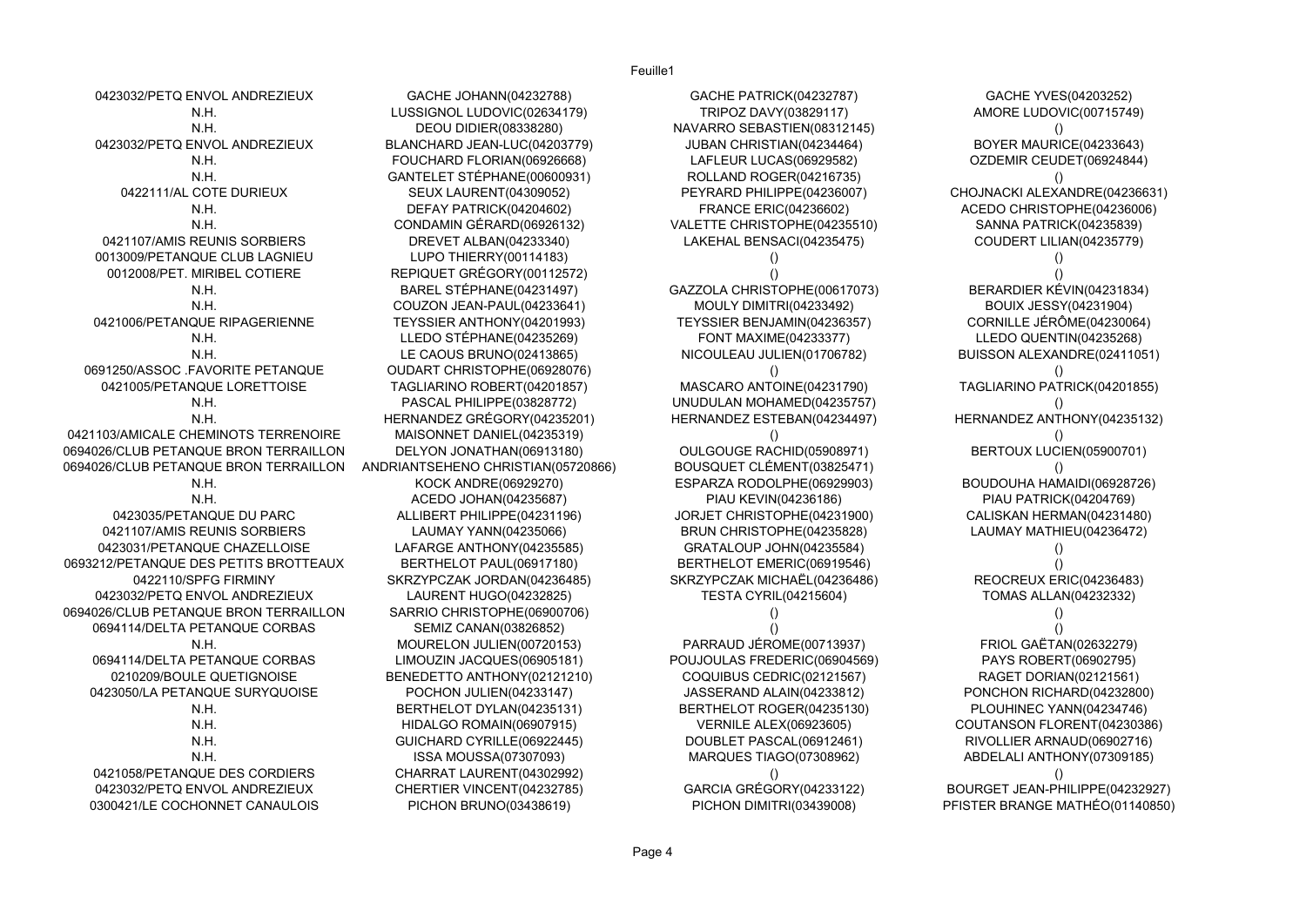| | | | |
|---|---|---|---|
| 0423032/PETQ ENVOL ANDREZIEUX | GACHE JOHANN(04232788) | GACHE PATRICK(04232787) | GACHE YVES(04203252) |
| N.H. | LUSSIGNOL LUDOVIC(02634179) | TRIPOZ DAVY(03829117) | AMORE LUDOVIC(00715749) |
| N.H. | DEOU DIDIER(08338280) | NAVARRO SEBASTIEN(08312145) | () |
| 0423032/PETQ ENVOL ANDREZIEUX | BLANCHARD JEAN-LUC(04203779) | JUBAN CHRISTIAN(04234464) | BOYER MAURICE(04233643) |
| N.H. | FOUCHARD FLORIAN(06926668) | LAFLEUR LUCAS(06929582) | OZDEMIR CEUDET(06924844) |
| N.H. | GANTELET STÉPHANE(00600931) | ROLLAND ROGER(04216735) | () |
| 0422111/AL COTE DURIEUX | SEUX LAURENT(04309052) | PEYRARD PHILIPPE(04236007) | CHOJNACKI ALEXANDRE(04236631) |
| N.H. | DEFAY PATRICK(04204602) | FRANCE ERIC(04236602) | ACEDO CHRISTOPHE(04236006) |
| N.H. | CONDAMIN GÉRARD(06926132) | VALETTE CHRISTOPHE(04235510) | SANNA PATRICK(04235839) |
| 0421107/AMIS REUNIS SORBIERS | DREVET ALBAN(04233340) | LAKEHAL BENSACI(04235475) | COUDERT LILIAN(04235779) |
| 0013009/PETANQUE CLUB LAGNIEU | LUPO THIERRY(00114183) | () | () |
| 0012008/PET. MIRIBEL COTIERE | REPIQUET GRÉGORY(00112572) | () | () |
| N.H. | BAREL STÉPHANE(04231497) | GAZZOLA CHRISTOPHE(00617073) | BERARDIER KÉVIN(04231834) |
| N.H. | COUZON JEAN-PAUL(04233641) | MOULY DIMITRI(04233492) | BOUIX JESSY(04231904) |
| 0421006/PETANQUE RIPAGERIENNE | TEYSSIER ANTHONY(04201993) | TEYSSIER BENJAMIN(04236357) | CORNILLE JÉRÔME(04230064) |
| N.H. | LLEDO STÉPHANE(04235269) | FONT MAXIME(04233377) | LLEDO QUENTIN(04235268) |
| N.H. | LE CAOUS BRUNO(02413865) | NICOULEAU JULIEN(01706782) | BUISSON ALEXANDRE(02411051) |
| 0691250/ASSOC .FAVORITE PETANQUE | OUDART CHRISTOPHE(06928076) | () | () |
| 0421005/PETANQUE LORETTOISE | TAGLIARINO ROBERT(04201857) | MASCARO ANTOINE(04231790) | TAGLIARINO PATRICK(04201855) |
| N.H. | PASCAL PHILIPPE(03828772) | UNUDULAN MOHAMED(04235757) | () |
| N.H. | HERNANDEZ GRÉGORY(04235201) | HERNANDEZ ESTEBAN(04234497) | HERNANDEZ ANTHONY(04235132) |
| 0421103/AMICALE CHEMINOTS TERRENOIRE | MAISONNET DANIEL(04235319) | () | () |
| 0694026/CLUB PETANQUE BRON TERRAILLON | DELYON JONATHAN(06913180) | OULGOUGE RACHID(05908971) | BERTOUX LUCIEN(05900701) |
| 0694026/CLUB PETANQUE BRON TERRAILLON | ANDRIANTSEHENO CHRISTIAN(05720866) | BOUSQUET CLÉMENT(03825471) | () |
| N.H. | KOCK ANDRE(06929270) | ESPARZA RODOLPHE(06929903) | BOUDOUHA HAMAIDI(06928726) |
| N.H. | ACEDO JOHAN(04235687) | PIAU KEVIN(04236186) | PIAU PATRICK(04204769) |
| 0423035/PETANQUE DU PARC | ALLIBERT PHILIPPE(04231196) | JORJET CHRISTOPHE(04231900) | CALISKAN HERMAN(04231480) |
| 0421107/AMIS REUNIS SORBIERS | LAUMAY YANN(04235066) | BRUN CHRISTOPHE(04235828) | LAUMAY MATHIEU(04236472) |
| 0423031/PETANQUE CHAZELLOISE | LAFARGE ANTHONY(04235585) | GRATALOUP JOHN(04235584) | () |
| 0693212/PETANQUE DES PETITS BROTTEAUX | BERTHELOT PAUL(06917180) | BERTHELOT EMERIC(06919546) | () |
| 0422110/SPFG FIRMINY | SKRZYPCZAK JORDAN(04236485) | SKRZYPCZAK MICHAËL(04236486) | REOCREUX ERIC(04236483) |
| 0423032/PETQ ENVOL ANDREZIEUX | LAURENT HUGO(04232825) | TESTA CYRIL(04215604) | TOMAS ALLAN(04232332) |
| 0694026/CLUB PETANQUE BRON TERRAILLON | SARRIO CHRISTOPHE(06900706) | () | () |
| 0694114/DELTA PETANQUE CORBAS | SEMIZ CANAN(03826852) | () | () |
| N.H. | MOURELON JULIEN(00720153) | PARRAUD JÉROME(00713937) | FRIOL GAËTAN(02632279) |
| 0694114/DELTA PETANQUE CORBAS | LIMOUZIN JACQUES(06905181) | POUJOULAS FREDERIC(06904569) | PAYS ROBERT(06902795) |
| 0210209/BOULE QUETIGNOISE | BENEDETTO ANTHONY(02121210) | COQUIBUS CEDRIC(02121567) | RAGET DORIAN(02121561) |
| 0423050/LA PETANQUE SURYQUOISE | POCHON JULIEN(04233147) | JASSERAND ALAIN(04233812) | PONCHON RICHARD(04232800) |
| N.H. | BERTHELOT DYLAN(04235131) | BERTHELOT ROGER(04235130) | PLOUHINEC YANN(04234746) |
| N.H. | HIDALGO ROMAIN(06907915) | VERNILE ALEX(06923605) | COUTANSON FLORENT(04230386) |
| N.H. | GUICHARD CYRILLE(06922445) | DOUBLET PASCAL(06912461) | RIVOLLIER ARNAUD(06902716) |
| N.H. | ISSA MOUSSA(07307093) | MARQUES TIAGO(07308962) | ABDELALI ANTHONY(07309185) |
| 0421058/PETANQUE DES CORDIERS | CHARRAT LAURENT(04302992) | () | () |
| 0423032/PETQ ENVOL ANDREZIEUX | CHERTIER VINCENT(04232785) | GARCIA GRÉGORY(04233122) | BOURGET JEAN-PHILIPPE(04232927) |
| 0300421/LE COCHONNET CANAULOIS | PICHON BRUNO(03438619) | PICHON DIMITRI(03439008) | PFISTER BRANGE MATHÉO(01140850) |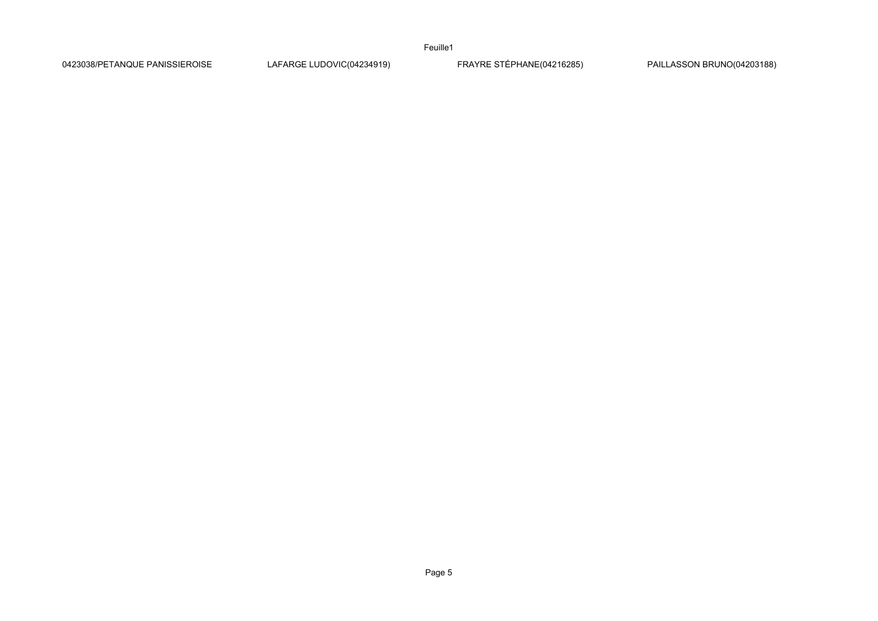| | | | |
|---|---|---|---|
| 0423038/PETANQUE PANISSIEROISE | LAFARGE LUDOVIC(04234919) | FRAYRE STÉPHANE(04216285) | PAILLASSON BRUNO(04203188) |